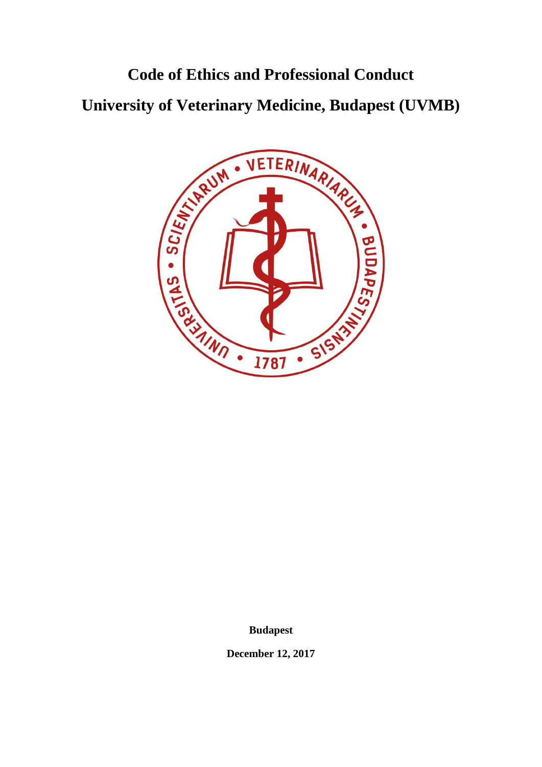# Code of Ethics and Professional Conduct

# University of Veterinary Medicine, Budapest (UVMB)

**Budapest**

**December 12, 2017**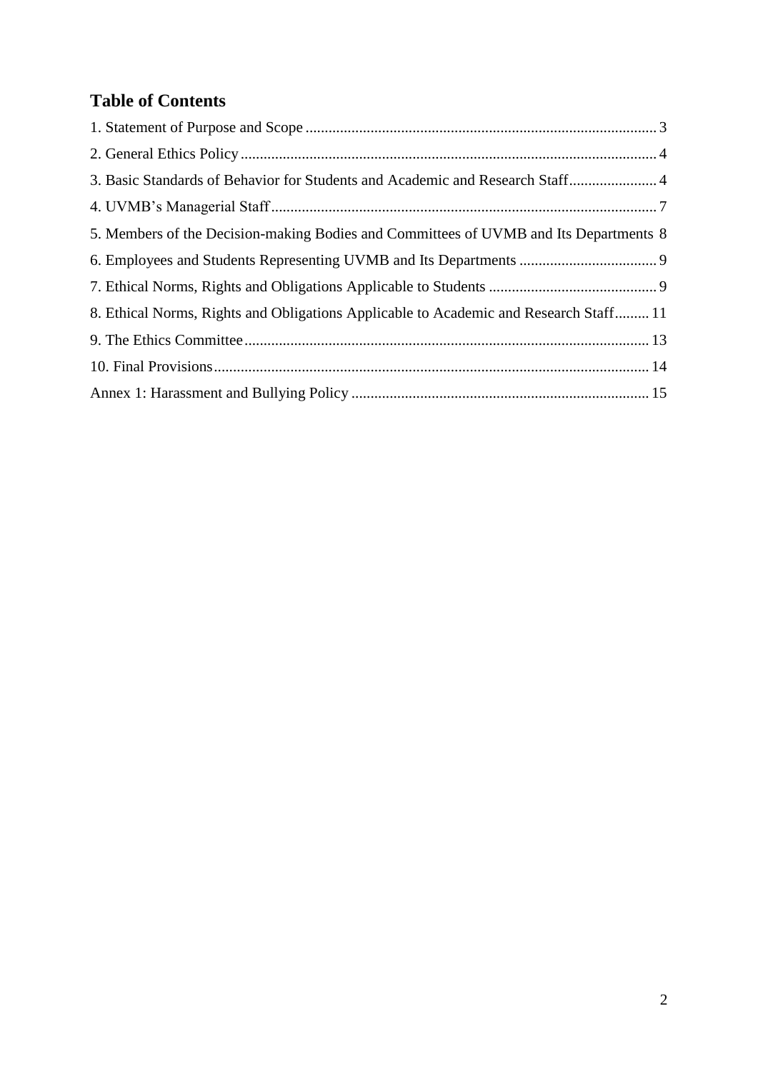## Table of Contents

1. Statement of Purpose and Scope ........................................................................................... 3
2. General Ethics Policy ............................................................................................................ 4
3. Basic Standards of Behavior for Students and Academic and Research Staff ....................... 4
4. UVMB’s Managerial Staff ..................................................................................................... 7
5. Members of the Decision-making Bodies and Committees of UVMB and Its Departments 8
6. Employees and Students Representing UVMB and Its Departments .................................... 9
7. Ethical Norms, Rights and Obligations Applicable to Students ............................................ 9
8. Ethical Norms, Rights and Obligations Applicable to Academic and Research Staff ......... 11
9. The Ethics Committee .......................................................................................................... 13
10. Final Provisions .................................................................................................................. 14

Annex 1: Harassment and Bullying Policy .............................................................................. 15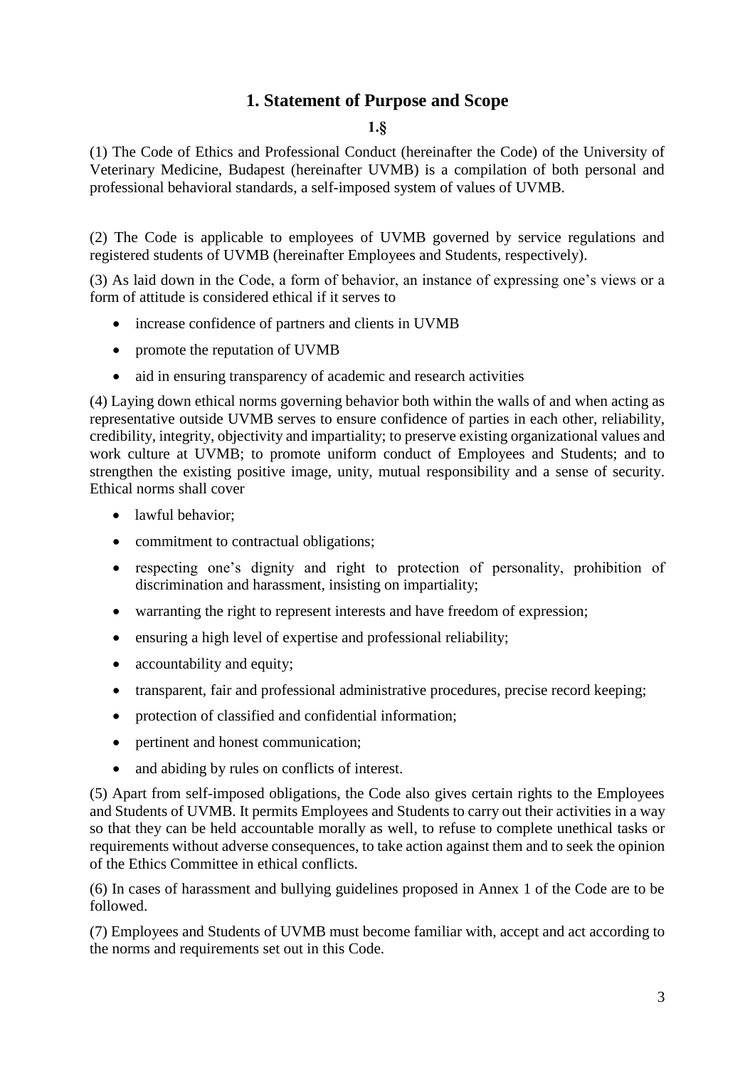## 1. Statement of Purpose and Scope

**1.§**

(1) The Code of Ethics and Professional Conduct (hereinafter the Code) of the University of Veterinary Medicine, Budapest (hereinafter UVMB) is a compilation of both personal and professional behavioral standards, a self-imposed system of values of UVMB.

(2) The Code is applicable to employees of UVMB governed by service regulations and registered students of UVMB (hereinafter Employees and Students, respectively).

(3) As laid down in the Code, a form of behavior, an instance of expressing one's views or a form of attitude is considered ethical if it serves to

- increase confidence of partners and clients in UVMB
- promote the reputation of UVMB
- aid in ensuring transparency of academic and research activities

(4) Laying down ethical norms governing behavior both within the walls of and when acting as representative outside UVMB serves to ensure confidence of parties in each other, reliability, credibility, integrity, objectivity and impartiality; to preserve existing organizational values and work culture at UVMB; to promote uniform conduct of Employees and Students; and to strengthen the existing positive image, unity, mutual responsibility and a sense of security. Ethical norms shall cover

- lawful behavior;
- commitment to contractual obligations;
- respecting one's dignity and right to protection of personality, prohibition of discrimination and harassment, insisting on impartiality;
- warranting the right to represent interests and have freedom of expression;
- ensuring a high level of expertise and professional reliability;
- accountability and equity;
- transparent, fair and professional administrative procedures, precise record keeping;
- protection of classified and confidential information;
- pertinent and honest communication;
- and abiding by rules on conflicts of interest.

(5) Apart from self-imposed obligations, the Code also gives certain rights to the Employees and Students of UVMB. It permits Employees and Students to carry out their activities in a way so that they can be held accountable morally as well, to refuse to complete unethical tasks or requirements without adverse consequences, to take action against them and to seek the opinion of the Ethics Committee in ethical conflicts.

(6) In cases of harassment and bullying guidelines proposed in Annex 1 of the Code are to be followed.

(7) Employees and Students of UVMB must become familiar with, accept and act according to the norms and requirements set out in this Code.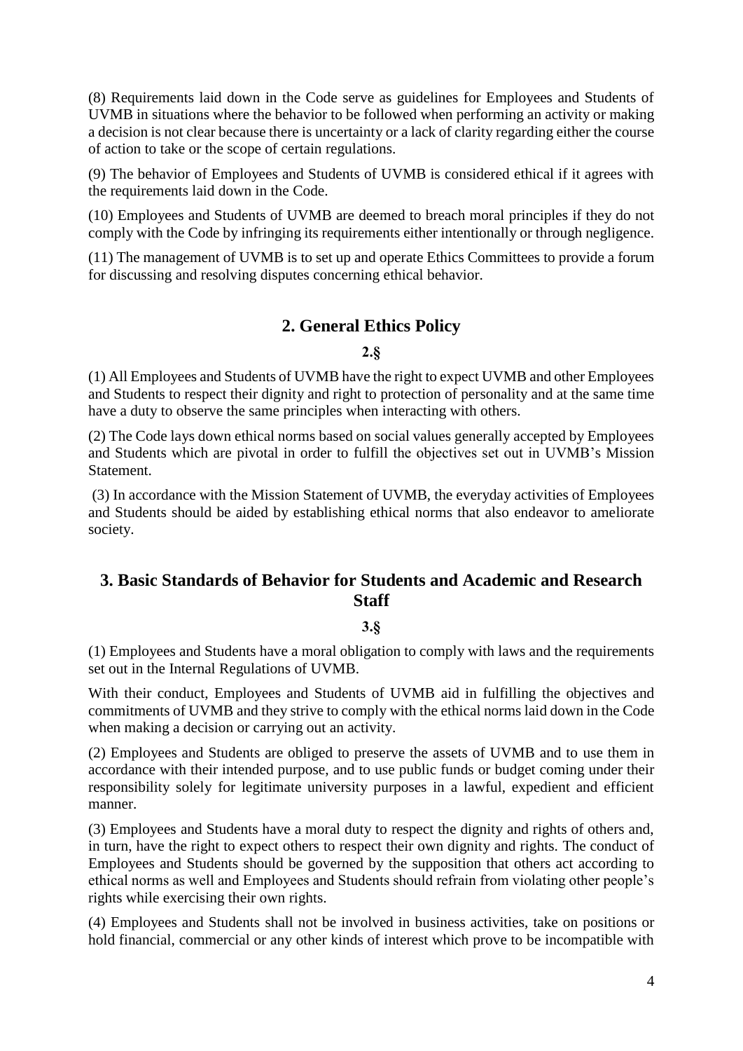(8) Requirements laid down in the Code serve as guidelines for Employees and Students of UVMB in situations where the behavior to be followed when performing an activity or making a decision is not clear because there is uncertainty or a lack of clarity regarding either the course of action to take or the scope of certain regulations.

(9) The behavior of Employees and Students of UVMB is considered ethical if it agrees with the requirements laid down in the Code.

(10) Employees and Students of UVMB are deemed to breach moral principles if they do not comply with the Code by infringing its requirements either intentionally or through negligence.

(11) The management of UVMB is to set up and operate Ethics Committees to provide a forum for discussing and resolving disputes concerning ethical behavior.

## 2. General Ethics Policy

**2.§**

(1) All Employees and Students of UVMB have the right to expect UVMB and other Employees and Students to respect their dignity and right to protection of personality and at the same time have a duty to observe the same principles when interacting with others.

(2) The Code lays down ethical norms based on social values generally accepted by Employees and Students which are pivotal in order to fulfill the objectives set out in UVMB's Mission Statement.

(3) In accordance with the Mission Statement of UVMB, the everyday activities of Employees and Students should be aided by establishing ethical norms that also endeavor to ameliorate society.

## 3. Basic Standards of Behavior for Students and Academic and Research Staff

**3.§**

(1) Employees and Students have a moral obligation to comply with laws and the requirements set out in the Internal Regulations of UVMB.

With their conduct, Employees and Students of UVMB aid in fulfilling the objectives and commitments of UVMB and they strive to comply with the ethical norms laid down in the Code when making a decision or carrying out an activity.

(2) Employees and Students are obliged to preserve the assets of UVMB and to use them in accordance with their intended purpose, and to use public funds or budget coming under their responsibility solely for legitimate university purposes in a lawful, expedient and efficient manner.

(3) Employees and Students have a moral duty to respect the dignity and rights of others and, in turn, have the right to expect others to respect their own dignity and rights. The conduct of Employees and Students should be governed by the supposition that others act according to ethical norms as well and Employees and Students should refrain from violating other people's rights while exercising their own rights.

(4) Employees and Students shall not be involved in business activities, take on positions or hold financial, commercial or any other kinds of interest which prove to be incompatible with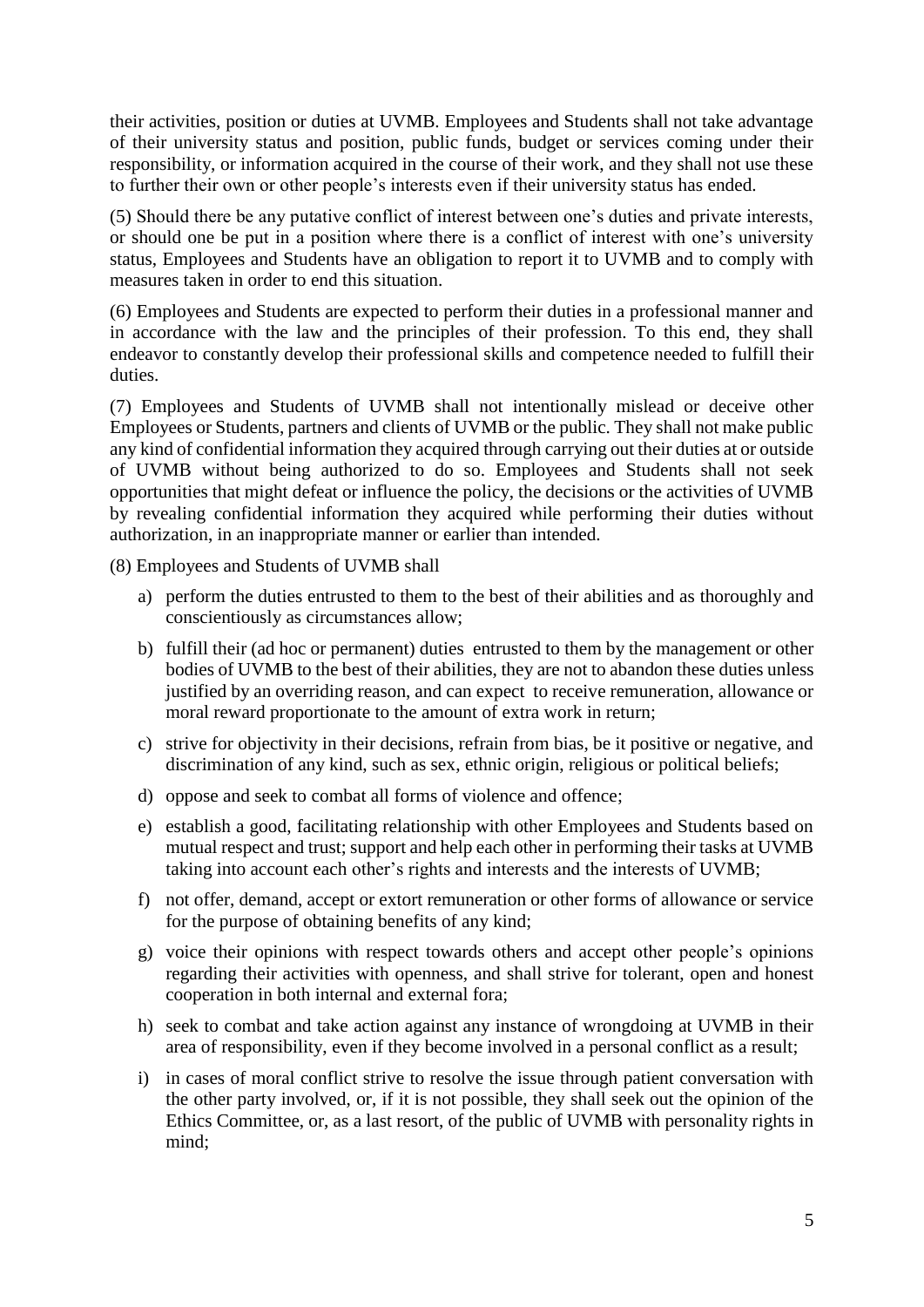their activities, position or duties at UVMB. Employees and Students shall not take advantage of their university status and position, public funds, budget or services coming under their responsibility, or information acquired in the course of their work, and they shall not use these to further their own or other people's interests even if their university status has ended.

(5) Should there be any putative conflict of interest between one's duties and private interests, or should one be put in a position where there is a conflict of interest with one's university status, Employees and Students have an obligation to report it to UVMB and to comply with measures taken in order to end this situation.

(6) Employees and Students are expected to perform their duties in a professional manner and in accordance with the law and the principles of their profession. To this end, they shall endeavor to constantly develop their professional skills and competence needed to fulfill their duties.

(7) Employees and Students of UVMB shall not intentionally mislead or deceive other Employees or Students, partners and clients of UVMB or the public. They shall not make public any kind of confidential information they acquired through carrying out their duties at or outside of UVMB without being authorized to do so. Employees and Students shall not seek opportunities that might defeat or influence the policy, the decisions or the activities of UVMB by revealing confidential information they acquired while performing their duties without authorization, in an inappropriate manner or earlier than intended.

(8) Employees and Students of UVMB shall

a) perform the duties entrusted to them to the best of their abilities and as thoroughly and conscientiously as circumstances allow;

b) fulfill their (ad hoc or permanent) duties entrusted to them by the management or other bodies of UVMB to the best of their abilities, they are not to abandon these duties unless justified by an overriding reason, and can expect to receive remuneration, allowance or moral reward proportionate to the amount of extra work in return;

c) strive for objectivity in their decisions, refrain from bias, be it positive or negative, and discrimination of any kind, such as sex, ethnic origin, religious or political beliefs;

d) oppose and seek to combat all forms of violence and offence;

e) establish a good, facilitating relationship with other Employees and Students based on mutual respect and trust; support and help each other in performing their tasks at UVMB taking into account each other's rights and interests and the interests of UVMB;

f) not offer, demand, accept or extort remuneration or other forms of allowance or service for the purpose of obtaining benefits of any kind;

g) voice their opinions with respect towards others and accept other people's opinions regarding their activities with openness, and shall strive for tolerant, open and honest cooperation in both internal and external fora;

h) seek to combat and take action against any instance of wrongdoing at UVMB in their area of responsibility, even if they become involved in a personal conflict as a result;

i) in cases of moral conflict strive to resolve the issue through patient conversation with the other party involved, or, if it is not possible, they shall seek out the opinion of the Ethics Committee, or, as a last resort, of the public of UVMB with personality rights in mind;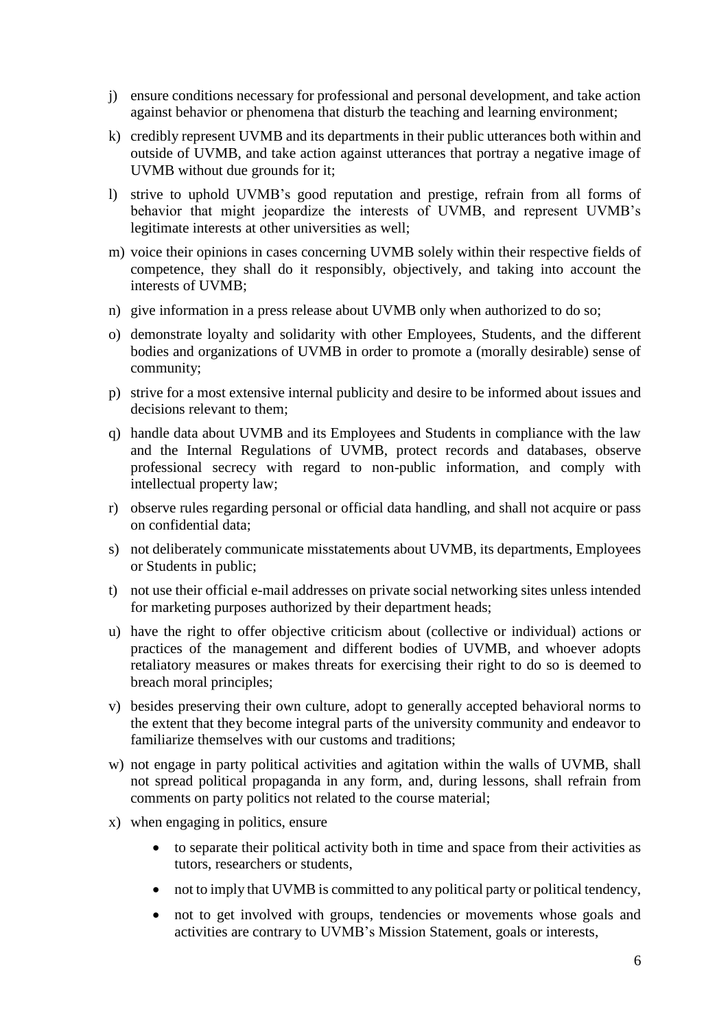j) ensure conditions necessary for professional and personal development, and take action against behavior or phenomena that disturb the teaching and learning environment;

k) credibly represent UVMB and its departments in their public utterances both within and outside of UVMB, and take action against utterances that portray a negative image of UVMB without due grounds for it;

l) strive to uphold UVMB's good reputation and prestige, refrain from all forms of behavior that might jeopardize the interests of UVMB, and represent UVMB's legitimate interests at other universities as well;

m) voice their opinions in cases concerning UVMB solely within their respective fields of competence, they shall do it responsibly, objectively, and taking into account the interests of UVMB;

n) give information in a press release about UVMB only when authorized to do so;

o) demonstrate loyalty and solidarity with other Employees, Students, and the different bodies and organizations of UVMB in order to promote a (morally desirable) sense of community;

p) strive for a most extensive internal publicity and desire to be informed about issues and decisions relevant to them;

q) handle data about UVMB and its Employees and Students in compliance with the law and the Internal Regulations of UVMB, protect records and databases, observe professional secrecy with regard to non-public information, and comply with intellectual property law;

r) observe rules regarding personal or official data handling, and shall not acquire or pass on confidential data;

s) not deliberately communicate misstatements about UVMB, its departments, Employees or Students in public;

t) not use their official e-mail addresses on private social networking sites unless intended for marketing purposes authorized by their department heads;

u) have the right to offer objective criticism about (collective or individual) actions or practices of the management and different bodies of UVMB, and whoever adopts retaliatory measures or makes threats for exercising their right to do so is deemed to breach moral principles;

v) besides preserving their own culture, adopt to generally accepted behavioral norms to the extent that they become integral parts of the university community and endeavor to familiarize themselves with our customs and traditions;

w) not engage in party political activities and agitation within the walls of UVMB, shall not spread political propaganda in any form, and, during lessons, shall refrain from comments on party politics not related to the course material;

x) when engaging in politics, ensure

- to separate their political activity both in time and space from their activities as tutors, researchers or students,
- not to imply that UVMB is committed to any political party or political tendency,
- not to get involved with groups, tendencies or movements whose goals and activities are contrary to UVMB's Mission Statement, goals or interests,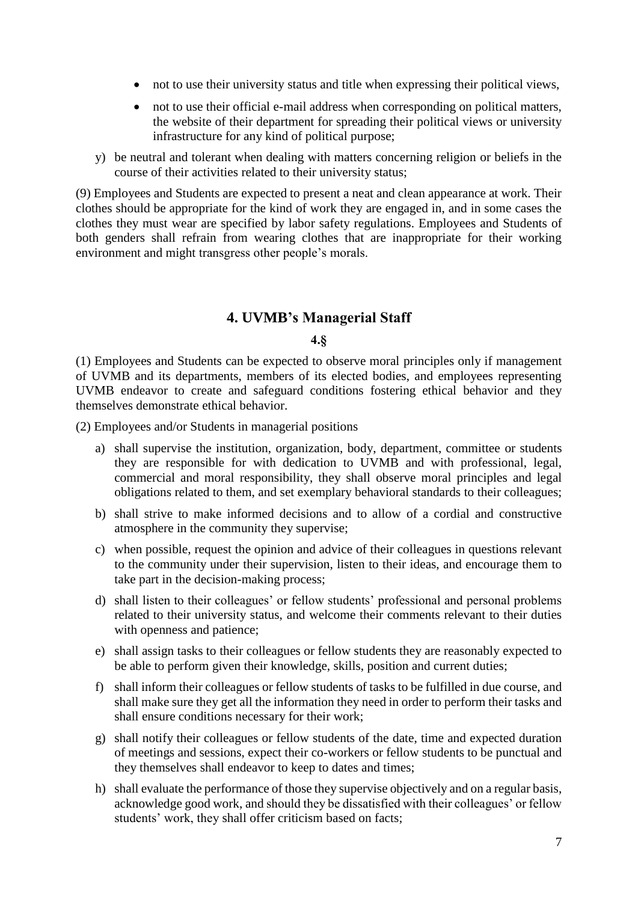- not to use their university status and title when expressing their political views,
- not to use their official e-mail address when corresponding on political matters, the website of their department for spreading their political views or university infrastructure for any kind of political purpose;

y) be neutral and tolerant when dealing with matters concerning religion or beliefs in the course of their activities related to their university status;

(9) Employees and Students are expected to present a neat and clean appearance at work. Their clothes should be appropriate for the kind of work they are engaged in, and in some cases the clothes they must wear are specified by labor safety regulations. Employees and Students of both genders shall refrain from wearing clothes that are inappropriate for their working environment and might transgress other people's morals.

## 4. UVMB's Managerial Staff

**4.§**

(1) Employees and Students can be expected to observe moral principles only if management of UVMB and its departments, members of its elected bodies, and employees representing UVMB endeavor to create and safeguard conditions fostering ethical behavior and they themselves demonstrate ethical behavior.

(2) Employees and/or Students in managerial positions

a) shall supervise the institution, organization, body, department, committee or students they are responsible for with dedication to UVMB and with professional, legal, commercial and moral responsibility, they shall observe moral principles and legal obligations related to them, and set exemplary behavioral standards to their colleagues;

b) shall strive to make informed decisions and to allow of a cordial and constructive atmosphere in the community they supervise;

c) when possible, request the opinion and advice of their colleagues in questions relevant to the community under their supervision, listen to their ideas, and encourage them to take part in the decision-making process;

d) shall listen to their colleagues' or fellow students' professional and personal problems related to their university status, and welcome their comments relevant to their duties with openness and patience;

e) shall assign tasks to their colleagues or fellow students they are reasonably expected to be able to perform given their knowledge, skills, position and current duties;

f) shall inform their colleagues or fellow students of tasks to be fulfilled in due course, and shall make sure they get all the information they need in order to perform their tasks and shall ensure conditions necessary for their work;

g) shall notify their colleagues or fellow students of the date, time and expected duration of meetings and sessions, expect their co-workers or fellow students to be punctual and they themselves shall endeavor to keep to dates and times;

h) shall evaluate the performance of those they supervise objectively and on a regular basis, acknowledge good work, and should they be dissatisfied with their colleagues' or fellow students' work, they shall offer criticism based on facts;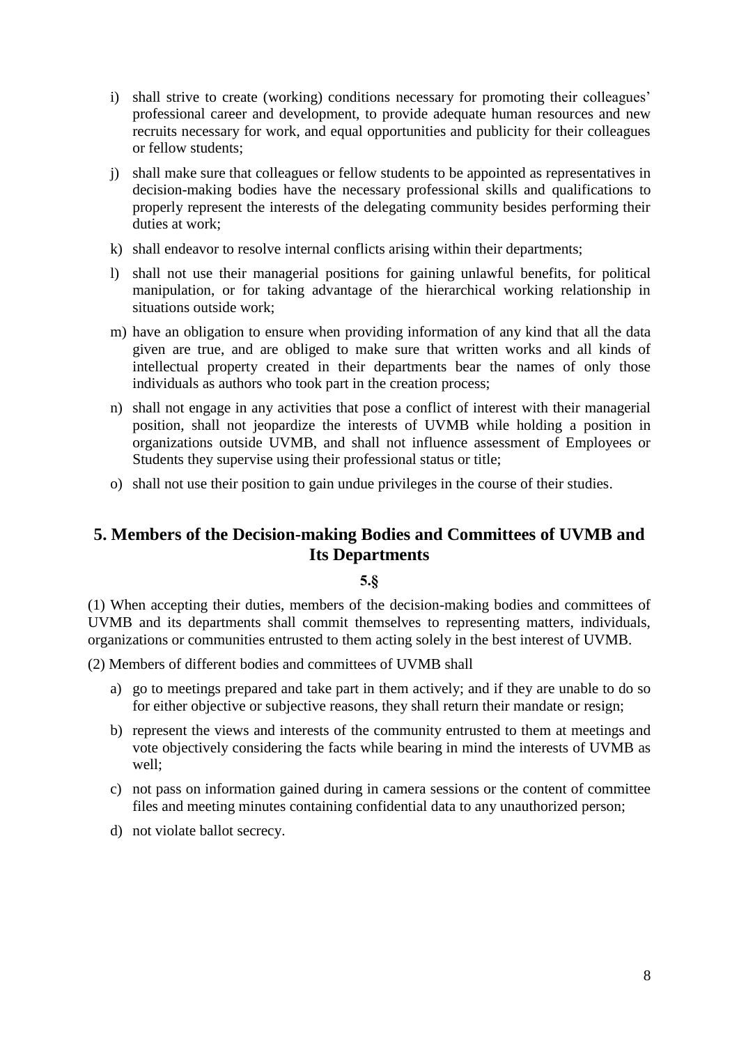i) shall strive to create (working) conditions necessary for promoting their colleagues' professional career and development, to provide adequate human resources and new recruits necessary for work, and equal opportunities and publicity for their colleagues or fellow students;

j) shall make sure that colleagues or fellow students to be appointed as representatives in decision-making bodies have the necessary professional skills and qualifications to properly represent the interests of the delegating community besides performing their duties at work;

k) shall endeavor to resolve internal conflicts arising within their departments;

l) shall not use their managerial positions for gaining unlawful benefits, for political manipulation, or for taking advantage of the hierarchical working relationship in situations outside work;

m) have an obligation to ensure when providing information of any kind that all the data given are true, and are obliged to make sure that written works and all kinds of intellectual property created in their departments bear the names of only those individuals as authors who took part in the creation process;

n) shall not engage in any activities that pose a conflict of interest with their managerial position, shall not jeopardize the interests of UVMB while holding a position in organizations outside UVMB, and shall not influence assessment of Employees or Students they supervise using their professional status or title;

o) shall not use their position to gain undue privileges in the course of their studies.

## 5. Members of the Decision-making Bodies and Committees of UVMB and Its Departments

**5.§**

(1) When accepting their duties, members of the decision-making bodies and committees of UVMB and its departments shall commit themselves to representing matters, individuals, organizations or communities entrusted to them acting solely in the best interest of UVMB.

(2) Members of different bodies and committees of UVMB shall

a) go to meetings prepared and take part in them actively; and if they are unable to do so for either objective or subjective reasons, they shall return their mandate or resign;

b) represent the views and interests of the community entrusted to them at meetings and vote objectively considering the facts while bearing in mind the interests of UVMB as well;

c) not pass on information gained during in camera sessions or the content of committee files and meeting minutes containing confidential data to any unauthorized person;

d) not violate ballot secrecy.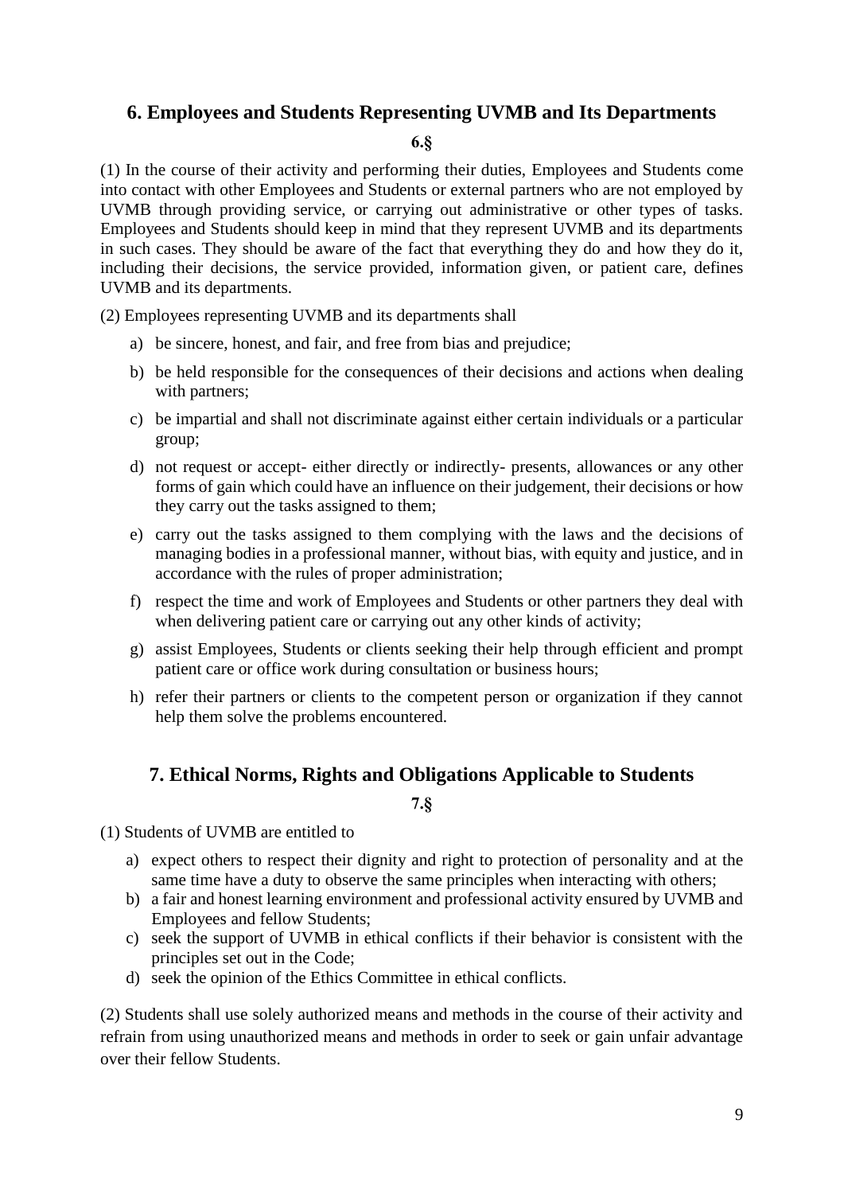## 6. Employees and Students Representing UVMB and Its Departments

**6.§**

(1) In the course of their activity and performing their duties, Employees and Students come into contact with other Employees and Students or external partners who are not employed by UVMB through providing service, or carrying out administrative or other types of tasks. Employees and Students should keep in mind that they represent UVMB and its departments in such cases. They should be aware of the fact that everything they do and how they do it, including their decisions, the service provided, information given, or patient care, defines UVMB and its departments.

(2) Employees representing UVMB and its departments shall

a) be sincere, honest, and fair, and free from bias and prejudice;

b) be held responsible for the consequences of their decisions and actions when dealing with partners;

c) be impartial and shall not discriminate against either certain individuals or a particular group;

d) not request or accept- either directly or indirectly- presents, allowances or any other forms of gain which could have an influence on their judgement, their decisions or how they carry out the tasks assigned to them;

e) carry out the tasks assigned to them complying with the laws and the decisions of managing bodies in a professional manner, without bias, with equity and justice, and in accordance with the rules of proper administration;

f) respect the time and work of Employees and Students or other partners they deal with when delivering patient care or carrying out any other kinds of activity;

g) assist Employees, Students or clients seeking their help through efficient and prompt patient care or office work during consultation or business hours;

h) refer their partners or clients to the competent person or organization if they cannot help them solve the problems encountered.

## 7. Ethical Norms, Rights and Obligations Applicable to Students

**7.§**

(1) Students of UVMB are entitled to

a) expect others to respect their dignity and right to protection of personality and at the same time have a duty to observe the same principles when interacting with others;
b) a fair and honest learning environment and professional activity ensured by UVMB and Employees and fellow Students;
c) seek the support of UVMB in ethical conflicts if their behavior is consistent with the principles set out in the Code;
d) seek the opinion of the Ethics Committee in ethical conflicts.

(2) Students shall use solely authorized means and methods in the course of their activity and refrain from using unauthorized means and methods in order to seek or gain unfair advantage over their fellow Students.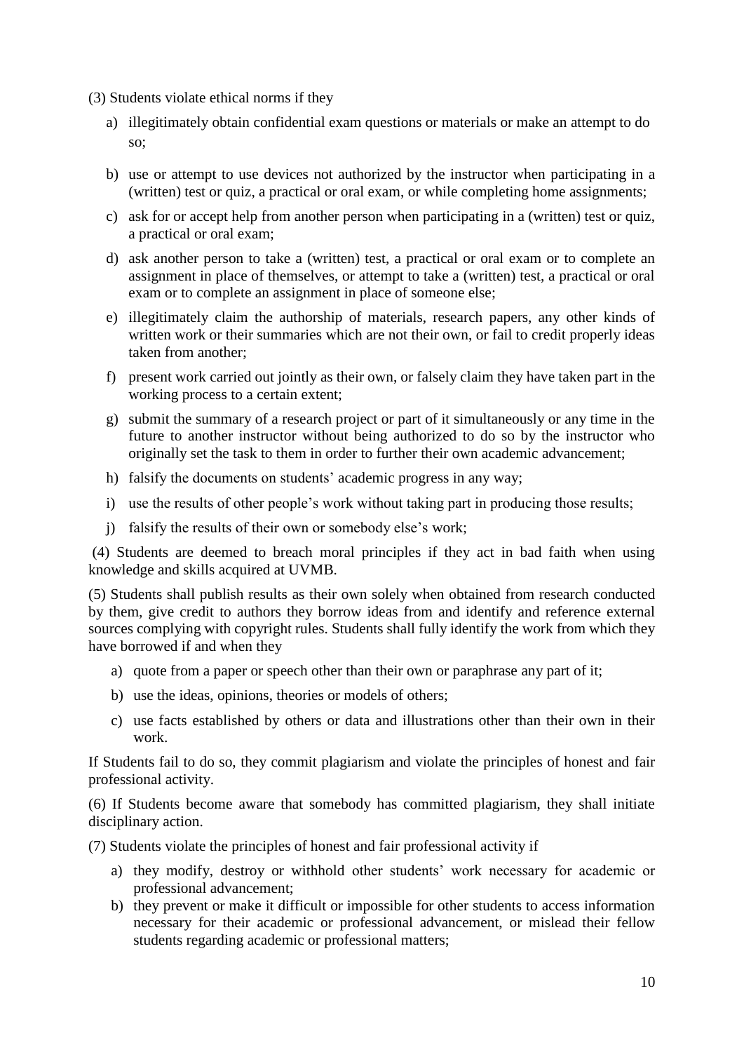(3) Students violate ethical norms if they

a) illegitimately obtain confidential exam questions or materials or make an attempt to do so;

b) use or attempt to use devices not authorized by the instructor when participating in a (written) test or quiz, a practical or oral exam, or while completing home assignments;

c) ask for or accept help from another person when participating in a (written) test or quiz, a practical or oral exam;

d) ask another person to take a (written) test, a practical or oral exam or to complete an assignment in place of themselves, or attempt to take a (written) test, a practical or oral exam or to complete an assignment in place of someone else;

e) illegitimately claim the authorship of materials, research papers, any other kinds of written work or their summaries which are not their own, or fail to credit properly ideas taken from another;

f) present work carried out jointly as their own, or falsely claim they have taken part in the working process to a certain extent;

g) submit the summary of a research project or part of it simultaneously or any time in the future to another instructor without being authorized to do so by the instructor who originally set the task to them in order to further their own academic advancement;

h) falsify the documents on students' academic progress in any way;

i) use the results of other people's work without taking part in producing those results;

j) falsify the results of their own or somebody else's work;

(4) Students are deemed to breach moral principles if they act in bad faith when using knowledge and skills acquired at UVMB.

(5) Students shall publish results as their own solely when obtained from research conducted by them, give credit to authors they borrow ideas from and identify and reference external sources complying with copyright rules. Students shall fully identify the work from which they have borrowed if and when they

a) quote from a paper or speech other than their own or paraphrase any part of it;

b) use the ideas, opinions, theories or models of others;

c) use facts established by others or data and illustrations other than their own in their work.

If Students fail to do so, they commit plagiarism and violate the principles of honest and fair professional activity.

(6) If Students become aware that somebody has committed plagiarism, they shall initiate disciplinary action.

(7) Students violate the principles of honest and fair professional activity if

a) they modify, destroy or withhold other students' work necessary for academic or professional advancement;

b) they prevent or make it difficult or impossible for other students to access information necessary for their academic or professional advancement, or mislead their fellow students regarding academic or professional matters;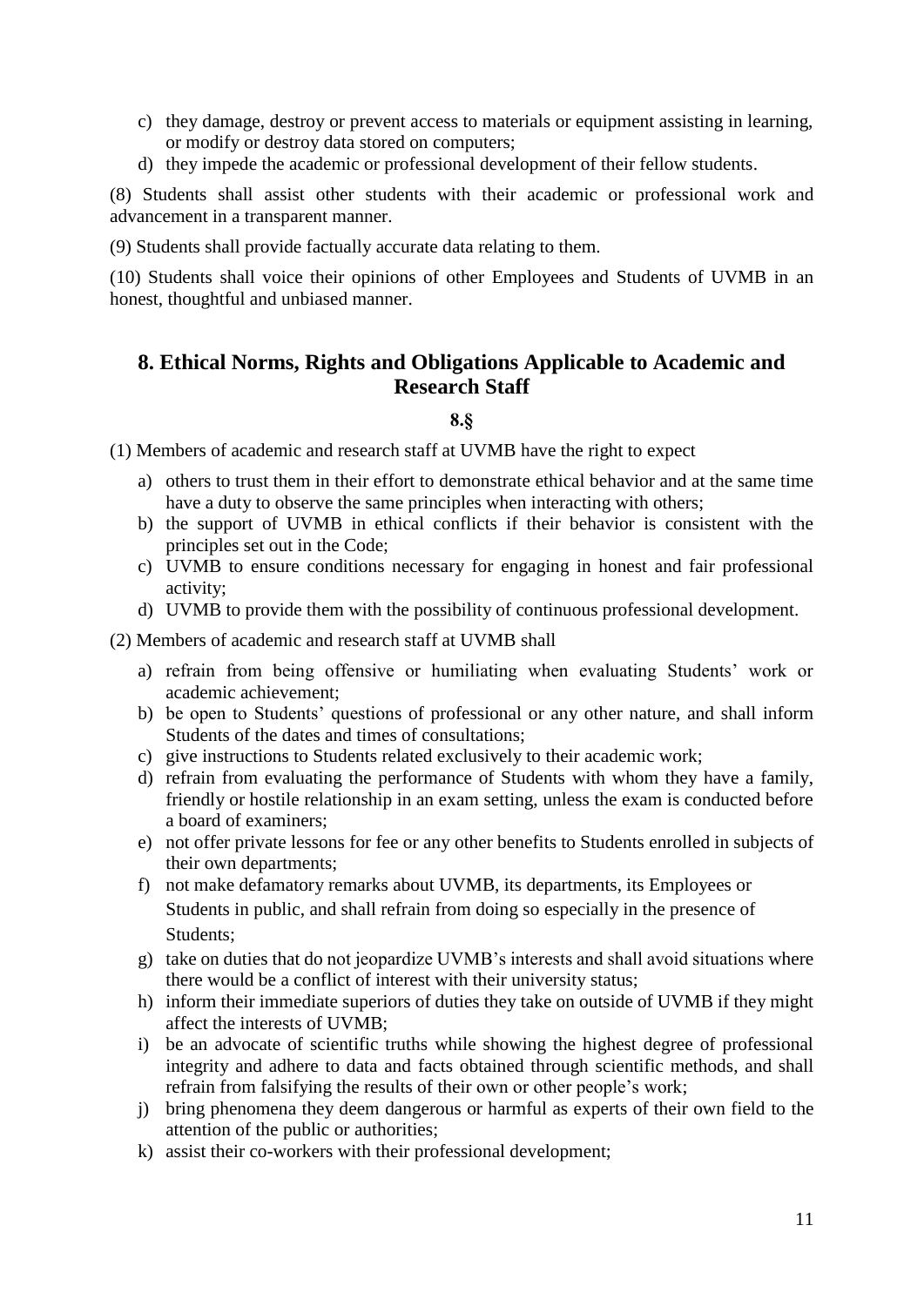c) they damage, destroy or prevent access to materials or equipment assisting in learning, or modify or destroy data stored on computers;
d) they impede the academic or professional development of their fellow students.

(8) Students shall assist other students with their academic or professional work and advancement in a transparent manner.

(9) Students shall provide factually accurate data relating to them.

(10) Students shall voice their opinions of other Employees and Students of UVMB in an honest, thoughtful and unbiased manner.

## 8. Ethical Norms, Rights and Obligations Applicable to Academic and Research Staff

**8.§**

(1) Members of academic and research staff at UVMB have the right to expect

a) others to trust them in their effort to demonstrate ethical behavior and at the same time have a duty to observe the same principles when interacting with others;
b) the support of UVMB in ethical conflicts if their behavior is consistent with the principles set out in the Code;
c) UVMB to ensure conditions necessary for engaging in honest and fair professional activity;
d) UVMB to provide them with the possibility of continuous professional development.

(2) Members of academic and research staff at UVMB shall

a) refrain from being offensive or humiliating when evaluating Students' work or academic achievement;
b) be open to Students' questions of professional or any other nature, and shall inform Students of the dates and times of consultations;
c) give instructions to Students related exclusively to their academic work;
d) refrain from evaluating the performance of Students with whom they have a family, friendly or hostile relationship in an exam setting, unless the exam is conducted before a board of examiners;
e) not offer private lessons for fee or any other benefits to Students enrolled in subjects of their own departments;
f) not make defamatory remarks about UVMB, its departments, its Employees or Students in public, and shall refrain from doing so especially in the presence of Students;
g) take on duties that do not jeopardize UVMB's interests and shall avoid situations where there would be a conflict of interest with their university status;
h) inform their immediate superiors of duties they take on outside of UVMB if they might affect the interests of UVMB;
i) be an advocate of scientific truths while showing the highest degree of professional integrity and adhere to data and facts obtained through scientific methods, and shall refrain from falsifying the results of their own or other people's work;
j) bring phenomena they deem dangerous or harmful as experts of their own field to the attention of the public or authorities;
k) assist their co-workers with their professional development;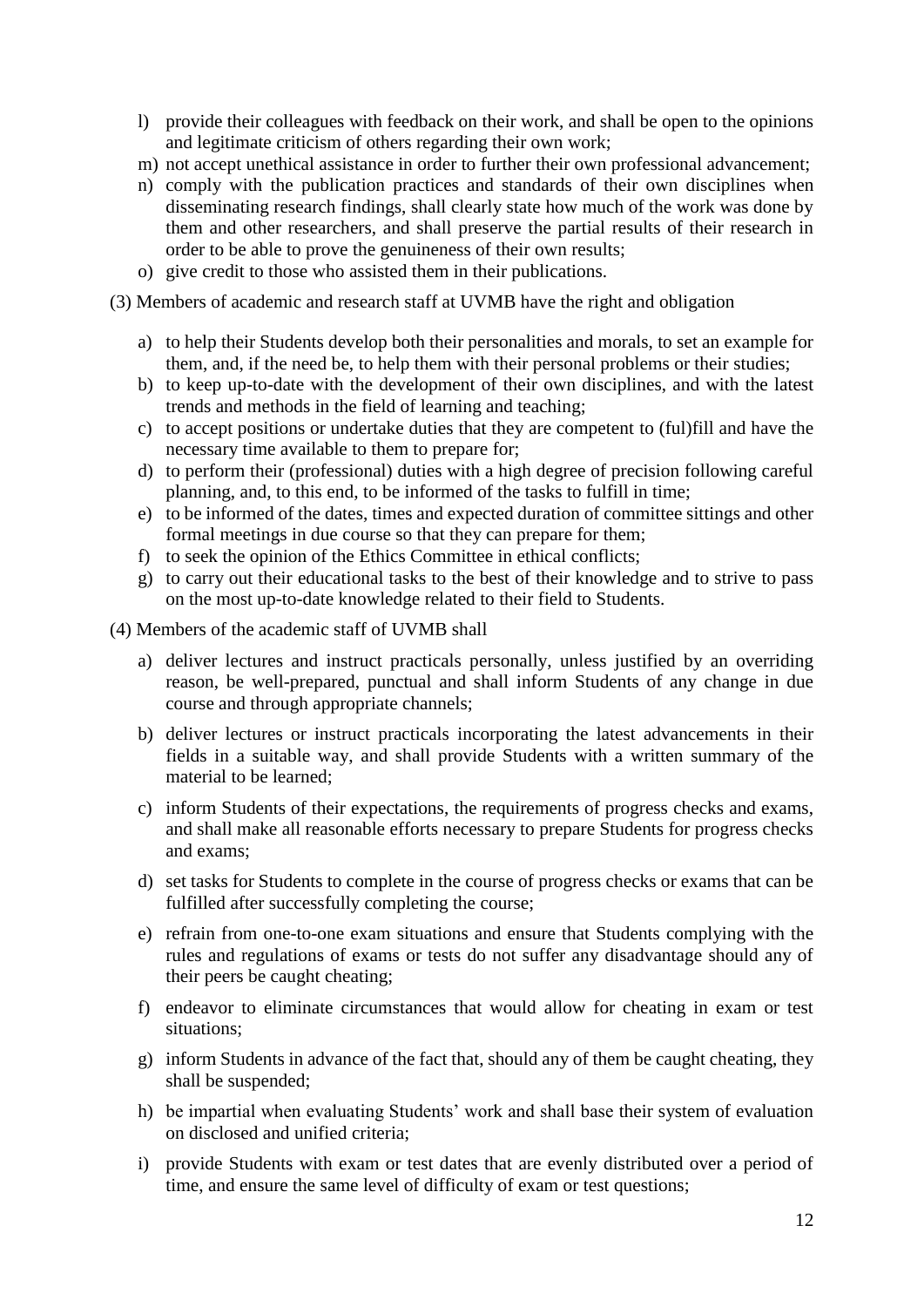l) provide their colleagues with feedback on their work, and shall be open to the opinions and legitimate criticism of others regarding their own work;
m) not accept unethical assistance in order to further their own professional advancement;
n) comply with the publication practices and standards of their own disciplines when disseminating research findings, shall clearly state how much of the work was done by them and other researchers, and shall preserve the partial results of their research in order to be able to prove the genuineness of their own results;
o) give credit to those who assisted them in their publications.

(3) Members of academic and research staff at UVMB have the right and obligation

a) to help their Students develop both their personalities and morals, to set an example for them, and, if the need be, to help them with their personal problems or their studies;
b) to keep up-to-date with the development of their own disciplines, and with the latest trends and methods in the field of learning and teaching;
c) to accept positions or undertake duties that they are competent to (ful)fill and have the necessary time available to them to prepare for;
d) to perform their (professional) duties with a high degree of precision following careful planning, and, to this end, to be informed of the tasks to fulfill in time;
e) to be informed of the dates, times and expected duration of committee sittings and other formal meetings in due course so that they can prepare for them;
f) to seek the opinion of the Ethics Committee in ethical conflicts;
g) to carry out their educational tasks to the best of their knowledge and to strive to pass on the most up-to-date knowledge related to their field to Students.

(4) Members of the academic staff of UVMB shall

a) deliver lectures and instruct practicals personally, unless justified by an overriding reason, be well-prepared, punctual and shall inform Students of any change in due course and through appropriate channels;

b) deliver lectures or instruct practicals incorporating the latest advancements in their fields in a suitable way, and shall provide Students with a written summary of the material to be learned;

c) inform Students of their expectations, the requirements of progress checks and exams, and shall make all reasonable efforts necessary to prepare Students for progress checks and exams;

d) set tasks for Students to complete in the course of progress checks or exams that can be fulfilled after successfully completing the course;

e) refrain from one-to-one exam situations and ensure that Students complying with the rules and regulations of exams or tests do not suffer any disadvantage should any of their peers be caught cheating;

f) endeavor to eliminate circumstances that would allow for cheating in exam or test situations;

g) inform Students in advance of the fact that, should any of them be caught cheating, they shall be suspended;

h) be impartial when evaluating Students' work and shall base their system of evaluation on disclosed and unified criteria;

i) provide Students with exam or test dates that are evenly distributed over a period of time, and ensure the same level of difficulty of exam or test questions;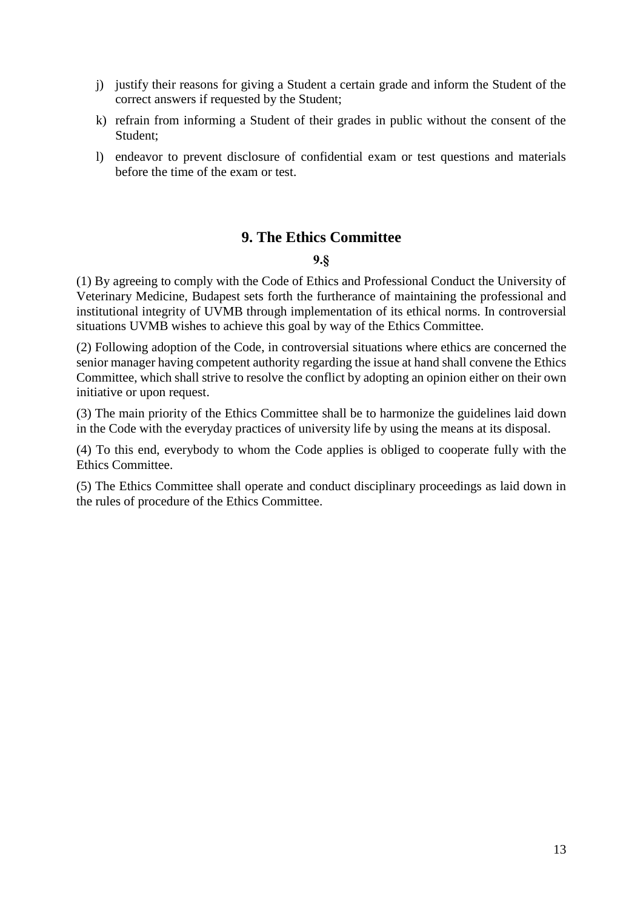j) justify their reasons for giving a Student a certain grade and inform the Student of the correct answers if requested by the Student;

k) refrain from informing a Student of their grades in public without the consent of the Student;

l) endeavor to prevent disclosure of confidential exam or test questions and materials before the time of the exam or test.

## 9. The Ethics Committee

**9.§**

(1) By agreeing to comply with the Code of Ethics and Professional Conduct the University of Veterinary Medicine, Budapest sets forth the furtherance of maintaining the professional and institutional integrity of UVMB through implementation of its ethical norms. In controversial situations UVMB wishes to achieve this goal by way of the Ethics Committee.

(2) Following adoption of the Code, in controversial situations where ethics are concerned the senior manager having competent authority regarding the issue at hand shall convene the Ethics Committee, which shall strive to resolve the conflict by adopting an opinion either on their own initiative or upon request.

(3) The main priority of the Ethics Committee shall be to harmonize the guidelines laid down in the Code with the everyday practices of university life by using the means at its disposal.

(4) To this end, everybody to whom the Code applies is obliged to cooperate fully with the Ethics Committee.

(5) The Ethics Committee shall operate and conduct disciplinary proceedings as laid down in the rules of procedure of the Ethics Committee.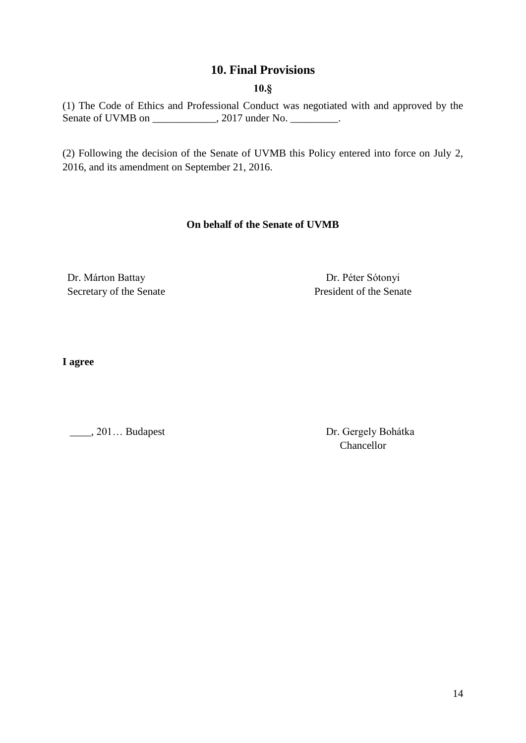## 10. Final Provisions

**10.§**

(1) The Code of Ethics and Professional Conduct was negotiated with and approved by the Senate of UVMB on ____________, 2017 under No. _________.

(2) Following the decision of the Senate of UVMB this Policy entered into force on July 2, 2016, and its amendment on September 21, 2016.

**On behalf of the Senate of UVMB**

Dr. Márton Battay
Secretary of the Senate

Dr. Péter Sótonyi
President of the Senate

**I agree**

____, 201… Budapest

Dr. Gergely Bohátka
Chancellor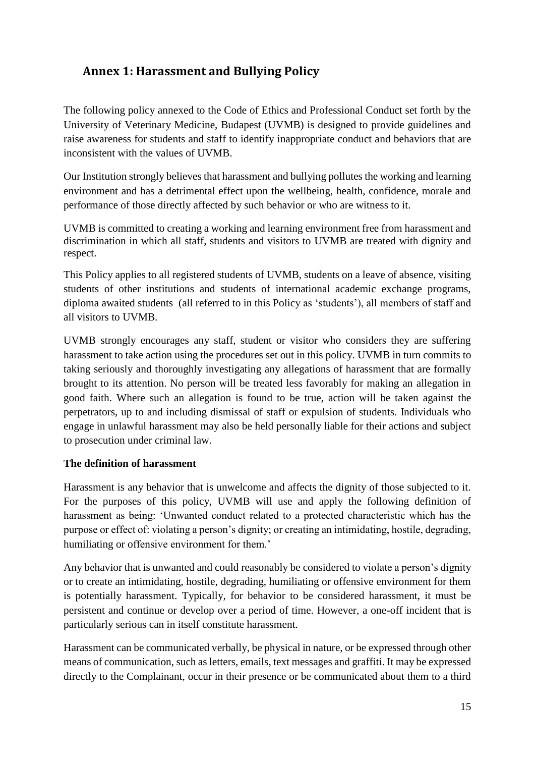## Annex 1: Harassment and Bullying Policy

The following policy annexed to the Code of Ethics and Professional Conduct set forth by the University of Veterinary Medicine, Budapest (UVMB) is designed to provide guidelines and raise awareness for students and staff to identify inappropriate conduct and behaviors that are inconsistent with the values of UVMB.

Our Institution strongly believes that harassment and bullying pollutes the working and learning environment and has a detrimental effect upon the wellbeing, health, confidence, morale and performance of those directly affected by such behavior or who are witness to it.

UVMB is committed to creating a working and learning environment free from harassment and discrimination in which all staff, students and visitors to UVMB are treated with dignity and respect.

This Policy applies to all registered students of UVMB, students on a leave of absence, visiting students of other institutions and students of international academic exchange programs, diploma awaited students (all referred to in this Policy as 'students'), all members of staff and all visitors to UVMB.

UVMB strongly encourages any staff, student or visitor who considers they are suffering harassment to take action using the procedures set out in this policy. UVMB in turn commits to taking seriously and thoroughly investigating any allegations of harassment that are formally brought to its attention. No person will be treated less favorably for making an allegation in good faith. Where such an allegation is found to be true, action will be taken against the perpetrators, up to and including dismissal of staff or expulsion of students. Individuals who engage in unlawful harassment may also be held personally liable for their actions and subject to prosecution under criminal law.

**The definition of harassment**

Harassment is any behavior that is unwelcome and affects the dignity of those subjected to it. For the purposes of this policy, UVMB will use and apply the following definition of harassment as being: 'Unwanted conduct related to a protected characteristic which has the purpose or effect of: violating a person's dignity; or creating an intimidating, hostile, degrading, humiliating or offensive environment for them.'

Any behavior that is unwanted and could reasonably be considered to violate a person's dignity or to create an intimidating, hostile, degrading, humiliating or offensive environment for them is potentially harassment. Typically, for behavior to be considered harassment, it must be persistent and continue or develop over a period of time. However, a one-off incident that is particularly serious can in itself constitute harassment.

Harassment can be communicated verbally, be physical in nature, or be expressed through other means of communication, such as letters, emails, text messages and graffiti. It may be expressed directly to the Complainant, occur in their presence or be communicated about them to a third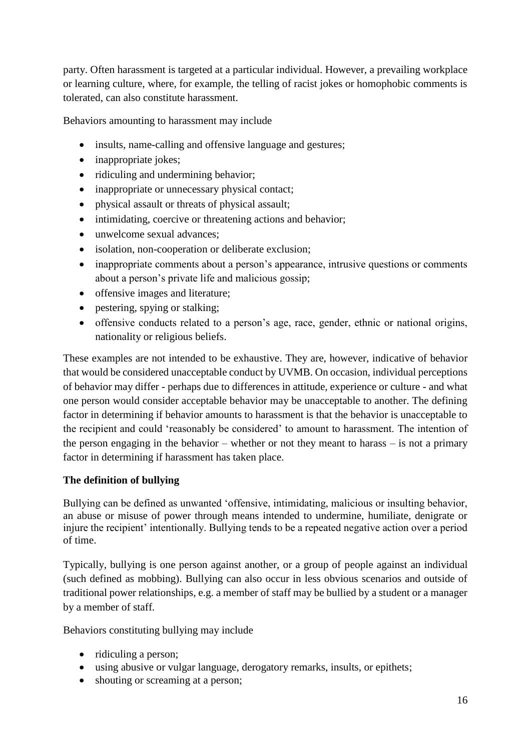party. Often harassment is targeted at a particular individual. However, a prevailing workplace or learning culture, where, for example, the telling of racist jokes or homophobic comments is tolerated, can also constitute harassment.

Behaviors amounting to harassment may include

- insults, name-calling and offensive language and gestures;
- inappropriate jokes;
- ridiculing and undermining behavior;
- inappropriate or unnecessary physical contact;
- physical assault or threats of physical assault;
- intimidating, coercive or threatening actions and behavior;
- unwelcome sexual advances;
- isolation, non-cooperation or deliberate exclusion;
- inappropriate comments about a person's appearance, intrusive questions or comments about a person's private life and malicious gossip;
- offensive images and literature;
- pestering, spying or stalking;
- offensive conducts related to a person's age, race, gender, ethnic or national origins, nationality or religious beliefs.

These examples are not intended to be exhaustive. They are, however, indicative of behavior that would be considered unacceptable conduct by UVMB. On occasion, individual perceptions of behavior may differ - perhaps due to differences in attitude, experience or culture - and what one person would consider acceptable behavior may be unacceptable to another. The defining factor in determining if behavior amounts to harassment is that the behavior is unacceptable to the recipient and could 'reasonably be considered' to amount to harassment. The intention of the person engaging in the behavior – whether or not they meant to harass – is not a primary factor in determining if harassment has taken place.

**The definition of bullying**

Bullying can be defined as unwanted 'offensive, intimidating, malicious or insulting behavior, an abuse or misuse of power through means intended to undermine, humiliate, denigrate or injure the recipient' intentionally. Bullying tends to be a repeated negative action over a period of time.

Typically, bullying is one person against another, or a group of people against an individual (such defined as mobbing). Bullying can also occur in less obvious scenarios and outside of traditional power relationships, e.g. a member of staff may be bullied by a student or a manager by a member of staff.

Behaviors constituting bullying may include

- ridiculing a person;
- using abusive or vulgar language, derogatory remarks, insults, or epithets;
- shouting or screaming at a person;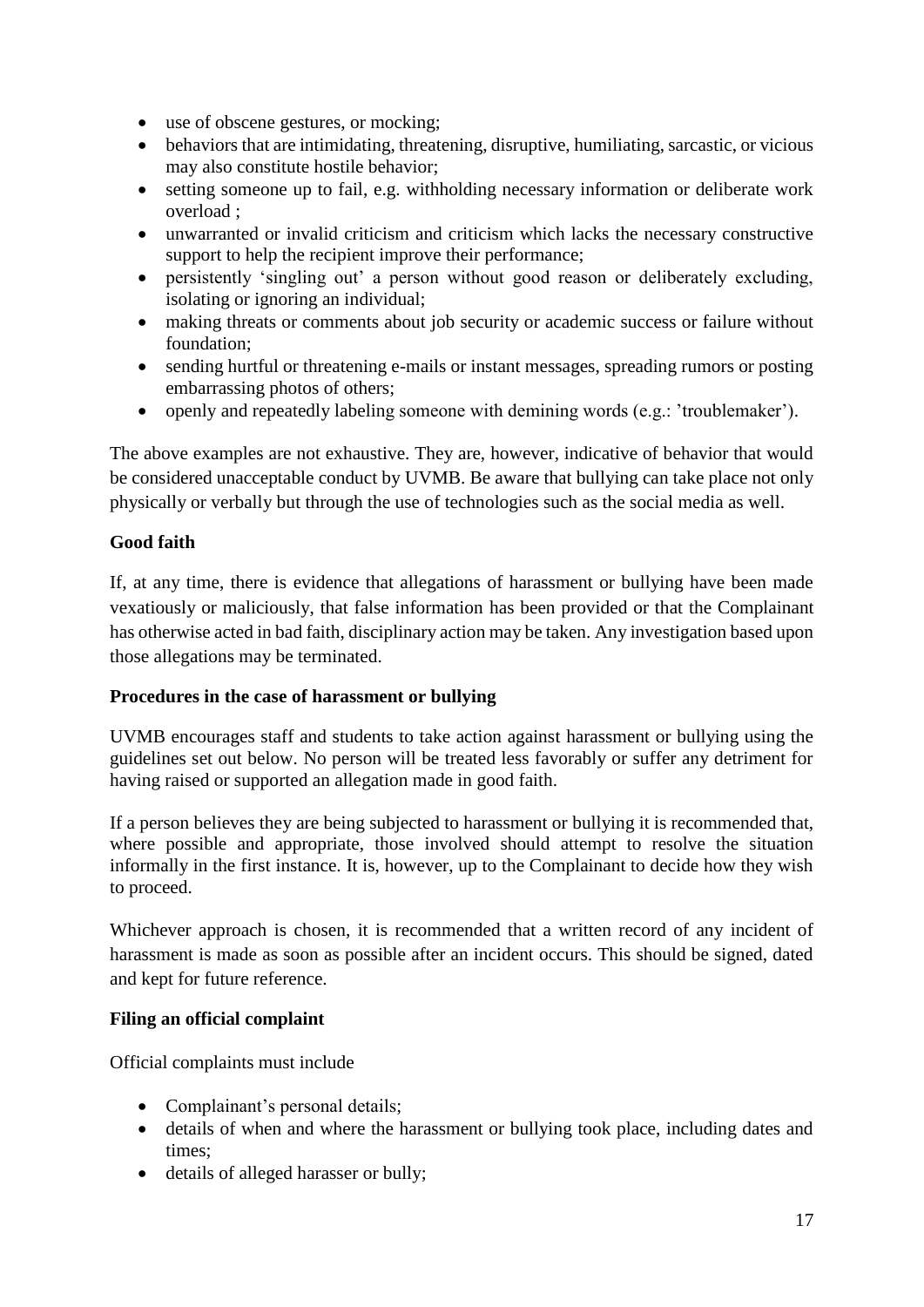- use of obscene gestures, or mocking;
- behaviors that are intimidating, threatening, disruptive, humiliating, sarcastic, or vicious may also constitute hostile behavior;
- setting someone up to fail, e.g. withholding necessary information or deliberate work overload ;
- unwarranted or invalid criticism and criticism which lacks the necessary constructive support to help the recipient improve their performance;
- persistently 'singling out' a person without good reason or deliberately excluding, isolating or ignoring an individual;
- making threats or comments about job security or academic success or failure without foundation;
- sending hurtful or threatening e-mails or instant messages, spreading rumors or posting embarrassing photos of others;
- openly and repeatedly labeling someone with demining words (e.g.: 'troublemaker').

The above examples are not exhaustive. They are, however, indicative of behavior that would be considered unacceptable conduct by UVMB. Be aware that bullying can take place not only physically or verbally but through the use of technologies such as the social media as well.

**Good faith**

If, at any time, there is evidence that allegations of harassment or bullying have been made vexatiously or maliciously, that false information has been provided or that the Complainant has otherwise acted in bad faith, disciplinary action may be taken. Any investigation based upon those allegations may be terminated.

**Procedures in the case of harassment or bullying**

UVMB encourages staff and students to take action against harassment or bullying using the guidelines set out below. No person will be treated less favorably or suffer any detriment for having raised or supported an allegation made in good faith.

If a person believes they are being subjected to harassment or bullying it is recommended that, where possible and appropriate, those involved should attempt to resolve the situation informally in the first instance. It is, however, up to the Complainant to decide how they wish to proceed.

Whichever approach is chosen, it is recommended that a written record of any incident of harassment is made as soon as possible after an incident occurs. This should be signed, dated and kept for future reference.

**Filing an official complaint**

Official complaints must include

- Complainant's personal details;
- details of when and where the harassment or bullying took place, including dates and times;
- details of alleged harasser or bully;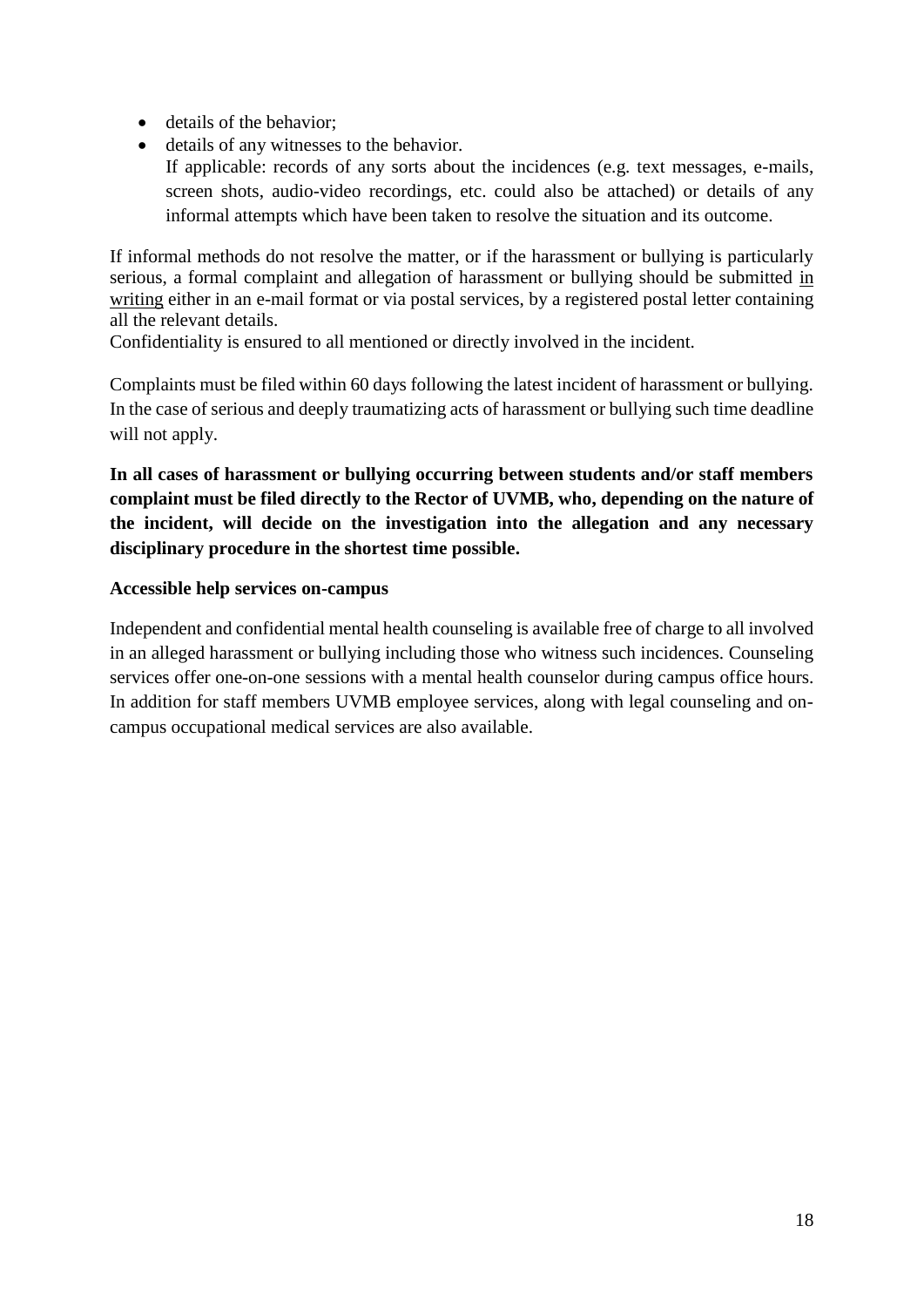- details of the behavior;
- details of any witnesses to the behavior.
  If applicable: records of any sorts about the incidences (e.g. text messages, e-mails, screen shots, audio-video recordings, etc. could also be attached) or details of any informal attempts which have been taken to resolve the situation and its outcome.

If informal methods do not resolve the matter, or if the harassment or bullying is particularly serious, a formal complaint and allegation of harassment or bullying should be submitted in writing either in an e-mail format or via postal services, by a registered postal letter containing all the relevant details.
Confidentiality is ensured to all mentioned or directly involved in the incident.

Complaints must be filed within 60 days following the latest incident of harassment or bullying. In the case of serious and deeply traumatizing acts of harassment or bullying such time deadline will not apply.

**In all cases of harassment or bullying occurring between students and/or staff members complaint must be filed directly to the Rector of UVMB, who, depending on the nature of the incident, will decide on the investigation into the allegation and any necessary disciplinary procedure in the shortest time possible.**

**Accessible help services on-campus**

Independent and confidential mental health counseling is available free of charge to all involved in an alleged harassment or bullying including those who witness such incidences. Counseling services offer one-on-one sessions with a mental health counselor during campus office hours. In addition for staff members UVMB employee services, along with legal counseling and on-campus occupational medical services are also available.